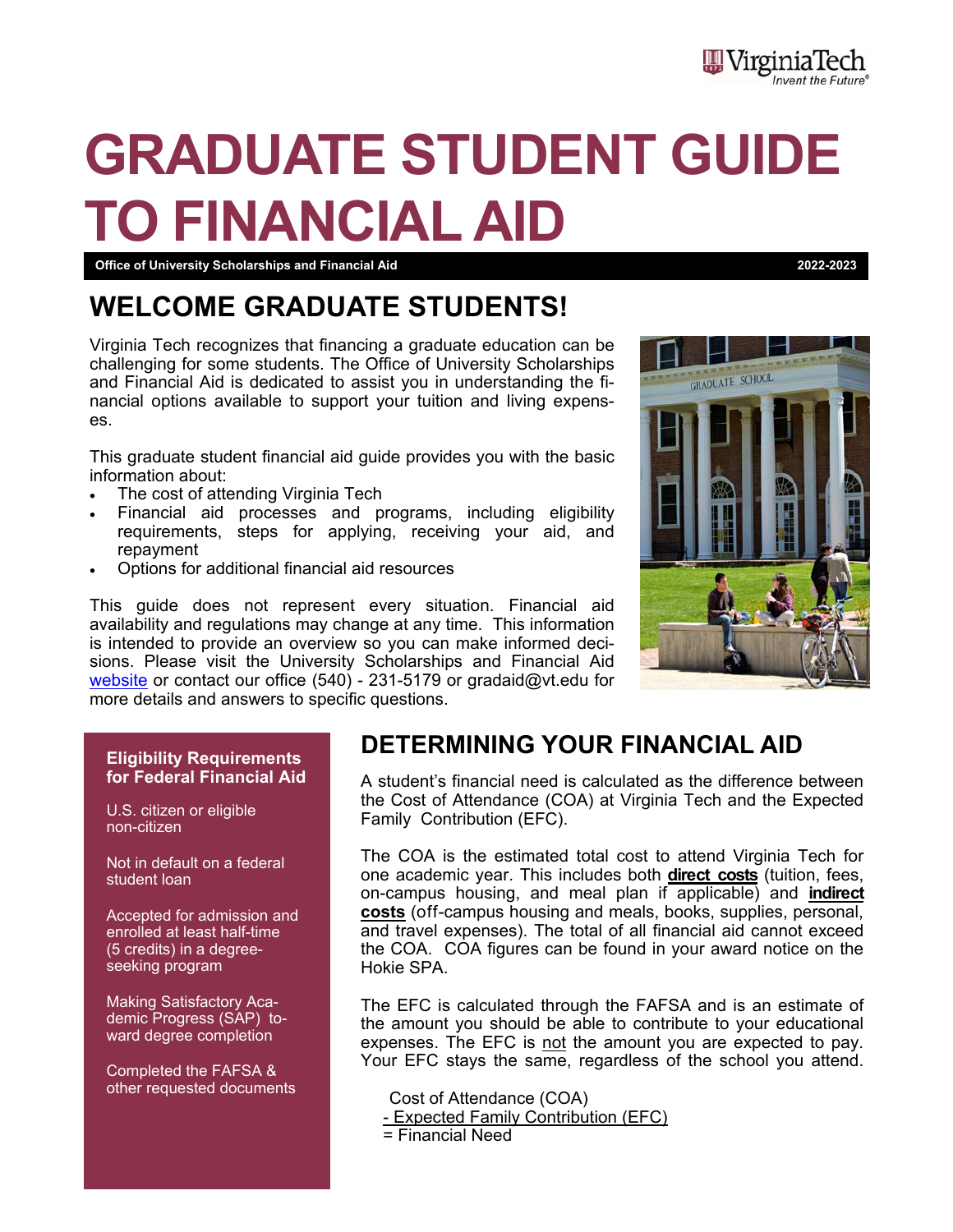# GRADUATE STUDENT GUIDE TO FINANCIAL AID

**Office of University Scholarships and Financial Aid** **2022-2023**

## WELCOME GRADUATE STUDENTS!

Virginia Tech recognizes that financing a graduate education can be challenging for some students. The Office of University Scholarships and Financial Aid is dedicated to assist you in understanding the financial options available to support your tuition and living expenses.

This graduate student financial aid guide provides you with the basic information about:

- The cost of attending Virginia Tech
- Financial aid processes and programs, including eligibility requirements, steps for applying, receiving your aid, and repayment
- Options for additional financial aid resources

This guide does not represent every situation. Financial aid availability and regulations may change at any time. This information is intended to provide an overview so you can make informed decisions. Please visit the University Scholarships and Financial Aid website or contact our office (540) - 231-5179 or gradaid@vt.edu for more details and answers to specific questions.

### Eligibility Requirements for Federal Financial Aid

U.S. citizen or eligible non-citizen

Not in default on a federal student loan

Accepted for admission and enrolled at least half-time (5 credits) in a degree-seeking program

Making Satisfactory Academic Progress (SAP) toward degree completion

Completed the FAFSA & other requested documents

## DETERMINING YOUR FINANCIAL AID

A student's financial need is calculated as the difference between the Cost of Attendance (COA) at Virginia Tech and the Expected Family Contribution (EFC).

The COA is the estimated total cost to attend Virginia Tech for one academic year. This includes both **direct costs** (tuition, fees, on-campus housing, and meal plan if applicable) and **indirect costs** (off-campus housing and meals, books, supplies, personal, and travel expenses). The total of all financial aid cannot exceed the COA. COA figures can be found in your award notice on the Hokie SPA.

The EFC is calculated through the FAFSA and is an estimate of the amount you should be able to contribute to your educational expenses. The EFC is not the amount you are expected to pay. Your EFC stays the same, regardless of the school you attend.

Cost of Attendance (COA)
- Expected Family Contribution (EFC)
= Financial Need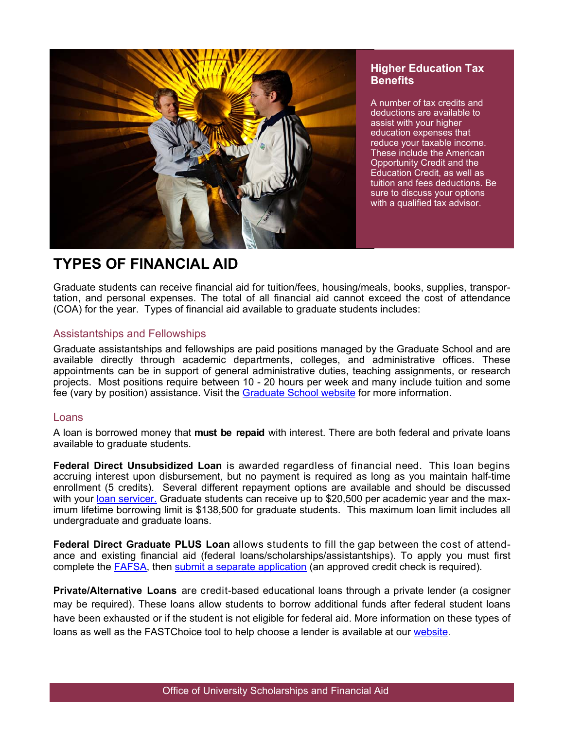### Higher Education Tax Benefits

A number of tax credits and deductions are available to assist with your higher education expenses that reduce your taxable income. These include the American Opportunity Credit and the Education Credit, as well as tuition and fees deductions. Be sure to discuss your options with a qualified tax advisor.

# TYPES OF FINANCIAL AID

Graduate students can receive financial aid for tuition/fees, housing/meals, books, supplies, transportation, and personal expenses. The total of all financial aid cannot exceed the cost of attendance (COA) for the year. Types of financial aid available to graduate students includes:

## Assistantships and Fellowships

Graduate assistantships and fellowships are paid positions managed by the Graduate School and are available directly through academic departments, colleges, and administrative offices. These appointments can be in support of general administrative duties, teaching assignments, or research projects. Most positions require between 10 - 20 hours per week and many include tuition and some fee (vary by position) assistance. Visit the Graduate School website for more information.

## Loans

A loan is borrowed money that **must be repaid** with interest. There are both federal and private loans available to graduate students.

**Federal Direct Unsubsidized Loan** is awarded regardless of financial need. This loan begins accruing interest upon disbursement, but no payment is required as long as you maintain half-time enrollment (5 credits). Several different repayment options are available and should be discussed with your loan servicer. Graduate students can receive up to $20,500 per academic year and the maximum lifetime borrowing limit is $138,500 for graduate students. This maximum loan limit includes all undergraduate and graduate loans.

**Federal Direct Graduate PLUS Loan** allows students to fill the gap between the cost of attendance and existing financial aid (federal loans/scholarships/assistantships). To apply you must first complete the FAFSA, then submit a separate application (an approved credit check is required).

**Private/Alternative Loans** are credit-based educational loans through a private lender (a cosigner may be required). These loans allow students to borrow additional funds after federal student loans have been exhausted or if the student is not eligible for federal aid. More information on these types of loans as well as the FASTChoice tool to help choose a lender is available at our website.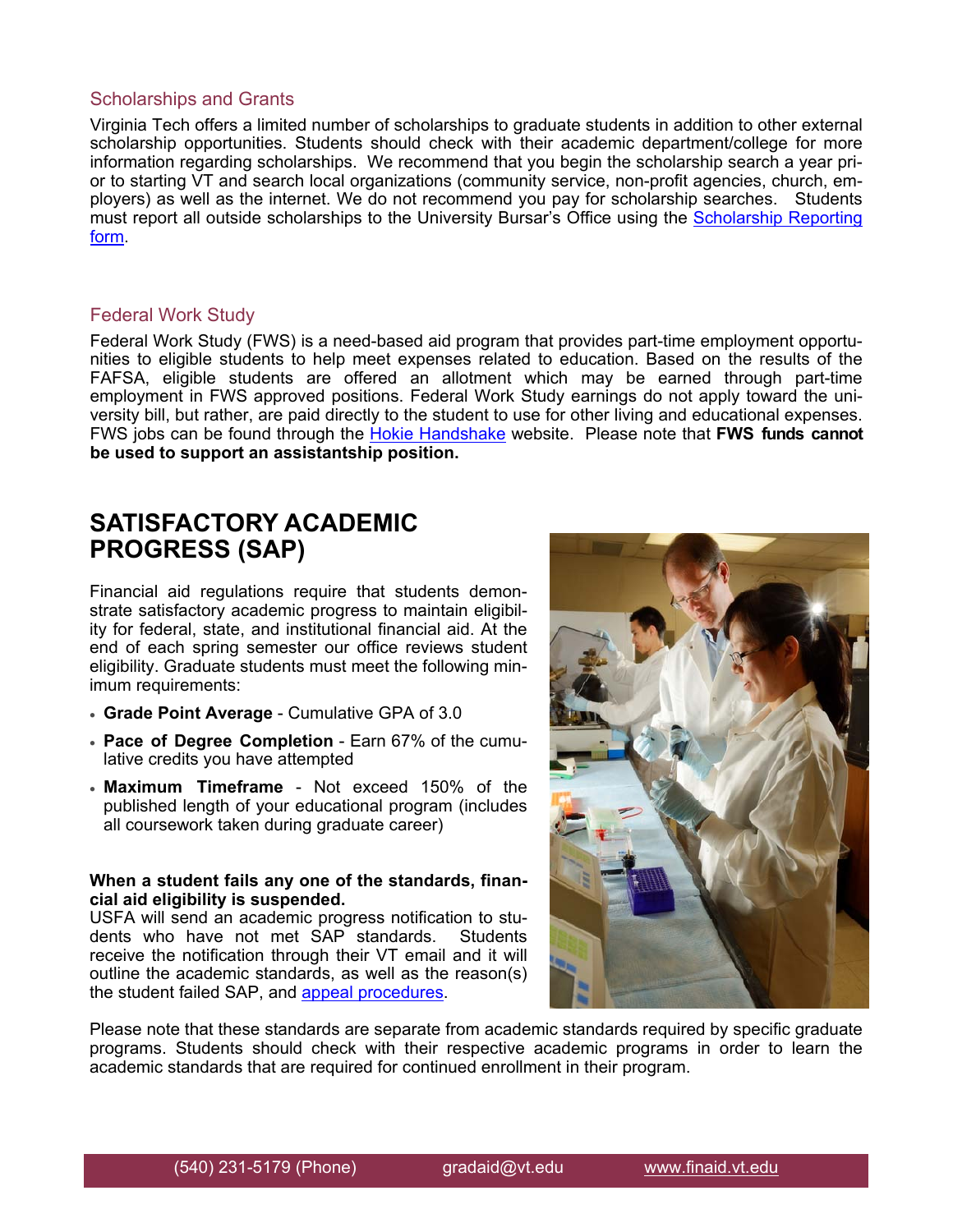### Scholarships and Grants

Virginia Tech offers a limited number of scholarships to graduate students in addition to other external scholarship opportunities. Students should check with their academic department/college for more information regarding scholarships. We recommend that you begin the scholarship search a year prior to starting VT and search local organizations (community service, non-profit agencies, church, employers) as well as the internet. We do not recommend you pay for scholarship searches. Students must report all outside scholarships to the University Bursar's Office using the Scholarship Reporting form.

### Federal Work Study

Federal Work Study (FWS) is a need-based aid program that provides part-time employment opportunities to eligible students to help meet expenses related to education. Based on the results of the FAFSA, eligible students are offered an allotment which may be earned through part-time employment in FWS approved positions. Federal Work Study earnings do not apply toward the university bill, but rather, are paid directly to the student to use for other living and educational expenses. FWS jobs can be found through the Hokie Handshake website. Please note that **FWS funds cannot be used to support an assistantship position.**

## SATISFACTORY ACADEMIC PROGRESS (SAP)

Financial aid regulations require that students demonstrate satisfactory academic progress to maintain eligibility for federal, state, and institutional financial aid. At the end of each spring semester our office reviews student eligibility. Graduate students must meet the following minimum requirements:

- **Grade Point Average** - Cumulative GPA of 3.0
- **Pace of Degree Completion** - Earn 67% of the cumulative credits you have attempted
- **Maximum Timeframe** - Not exceed 150% of the published length of your educational program (includes all coursework taken during graduate career)

**When a student fails any one of the standards, financial aid eligibility is suspended.**
USFA will send an academic progress notification to students who have not met SAP standards. Students receive the notification through their VT email and it will outline the academic standards, as well as the reason(s) the student failed SAP, and appeal procedures.

Please note that these standards are separate from academic standards required by specific graduate programs. Students should check with their respective academic programs in order to learn the academic standards that are required for continued enrollment in their program.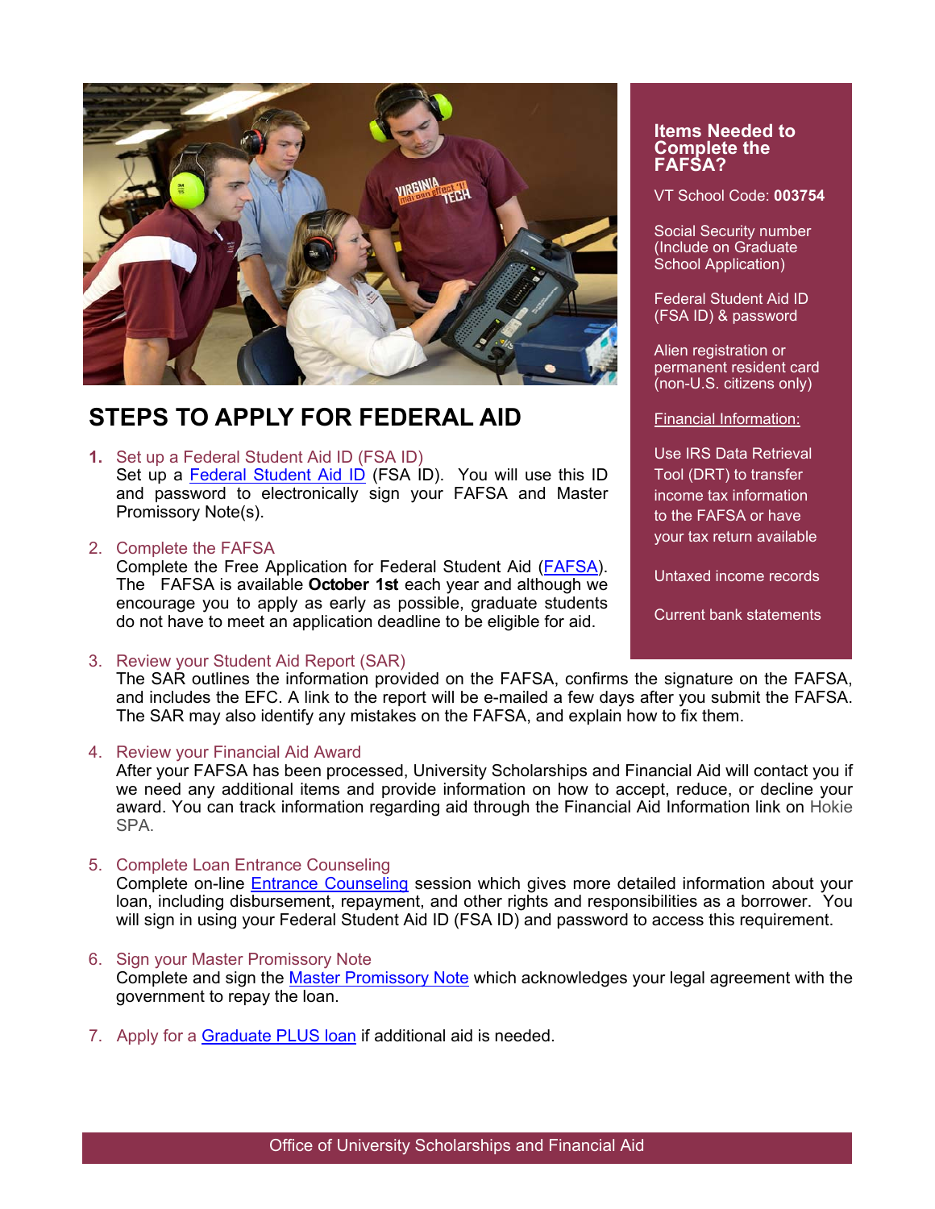## STEPS TO APPLY FOR FEDERAL AID

1. Set up a Federal Student Aid ID (FSA ID)
   Set up a Federal Student Aid ID (FSA ID). You will use this ID and password to electronically sign your FAFSA and Master Promissory Note(s).

2. Complete the FAFSA
   Complete the Free Application for Federal Student Aid (FAFSA). The FAFSA is available **October 1st** each year and although we encourage you to apply as early as possible, graduate students do not have to meet an application deadline to be eligible for aid.

3. Review your Student Aid Report (SAR)
   The SAR outlines the information provided on the FAFSA, confirms the signature on the FAFSA, and includes the EFC. A link to the report will be e-mailed a few days after you submit the FAFSA. The SAR may also identify any mistakes on the FAFSA, and explain how to fix them.

4. Review your Financial Aid Award
   After your FAFSA has been processed, University Scholarships and Financial Aid will contact you if we need any additional items and provide information on how to accept, reduce, or decline your award. You can track information regarding aid through the Financial Aid Information link on Hokie SPA.

5. Complete Loan Entrance Counseling
   Complete on-line Entrance Counseling session which gives more detailed information about your loan, including disbursement, repayment, and other rights and responsibilities as a borrower. You will sign in using your Federal Student Aid ID (FSA ID) and password to access this requirement.

6. Sign your Master Promissory Note
   Complete and sign the Master Promissory Note which acknowledges your legal agreement with the government to repay the loan.

7. Apply for a Graduate PLUS loan if additional aid is needed.

### Items Needed to Complete the FAFSA?

VT School Code: **003754**

Social Security number (Include on Graduate School Application)

Federal Student Aid ID (FSA ID) & password

Alien registration or permanent resident card (non-U.S. citizens only)

Financial Information:

Use IRS Data Retrieval Tool (DRT) to transfer income tax information to the FAFSA or have your tax return available

Untaxed income records

Current bank statements

Office of University Scholarships and Financial Aid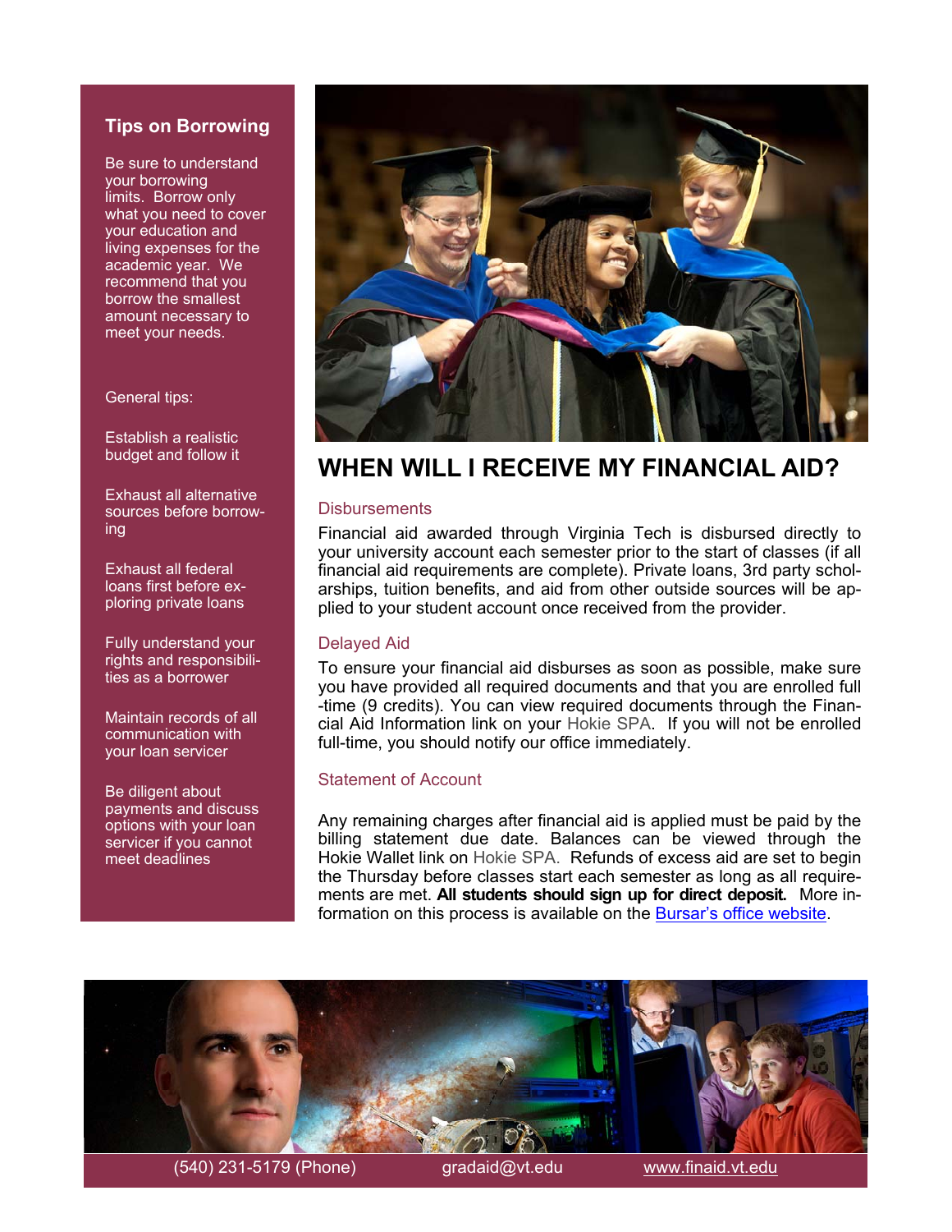## Tips on Borrowing

Be sure to understand your borrowing limits. Borrow only what you need to cover your education and living expenses for the academic year. We recommend that you borrow the smallest amount necessary to meet your needs.

General tips:

Establish a realistic budget and follow it

Exhaust all alternative sources before borrowing

Exhaust all federal loans first before exploring private loans

Fully understand your rights and responsibilities as a borrower

Maintain records of all communication with your loan servicer

Be diligent about payments and discuss options with your loan servicer if you cannot meet deadlines

# WHEN WILL I RECEIVE MY FINANCIAL AID?

### Disbursements

Financial aid awarded through Virginia Tech is disbursed directly to your university account each semester prior to the start of classes (if all financial aid requirements are complete). Private loans, 3rd party scholarships, tuition benefits, and aid from other outside sources will be applied to your student account once received from the provider.

### Delayed Aid

To ensure your financial aid disburses as soon as possible, make sure you have provided all required documents and that you are enrolled full-time (9 credits). You can view required documents through the Financial Aid Information link on your Hokie SPA. If you will not be enrolled full-time, you should notify our office immediately.

### Statement of Account

Any remaining charges after financial aid is applied must be paid by the billing statement due date. Balances can be viewed through the Hokie Wallet link on Hokie SPA. Refunds of excess aid are set to begin the Thursday before classes start each semester as long as all requirements are met. **All students should sign up for direct deposit.** More information on this process is available on the Bursar's office website.

(540) 231-5179 (Phone) gradaid@vt.edu www.finaid.vt.edu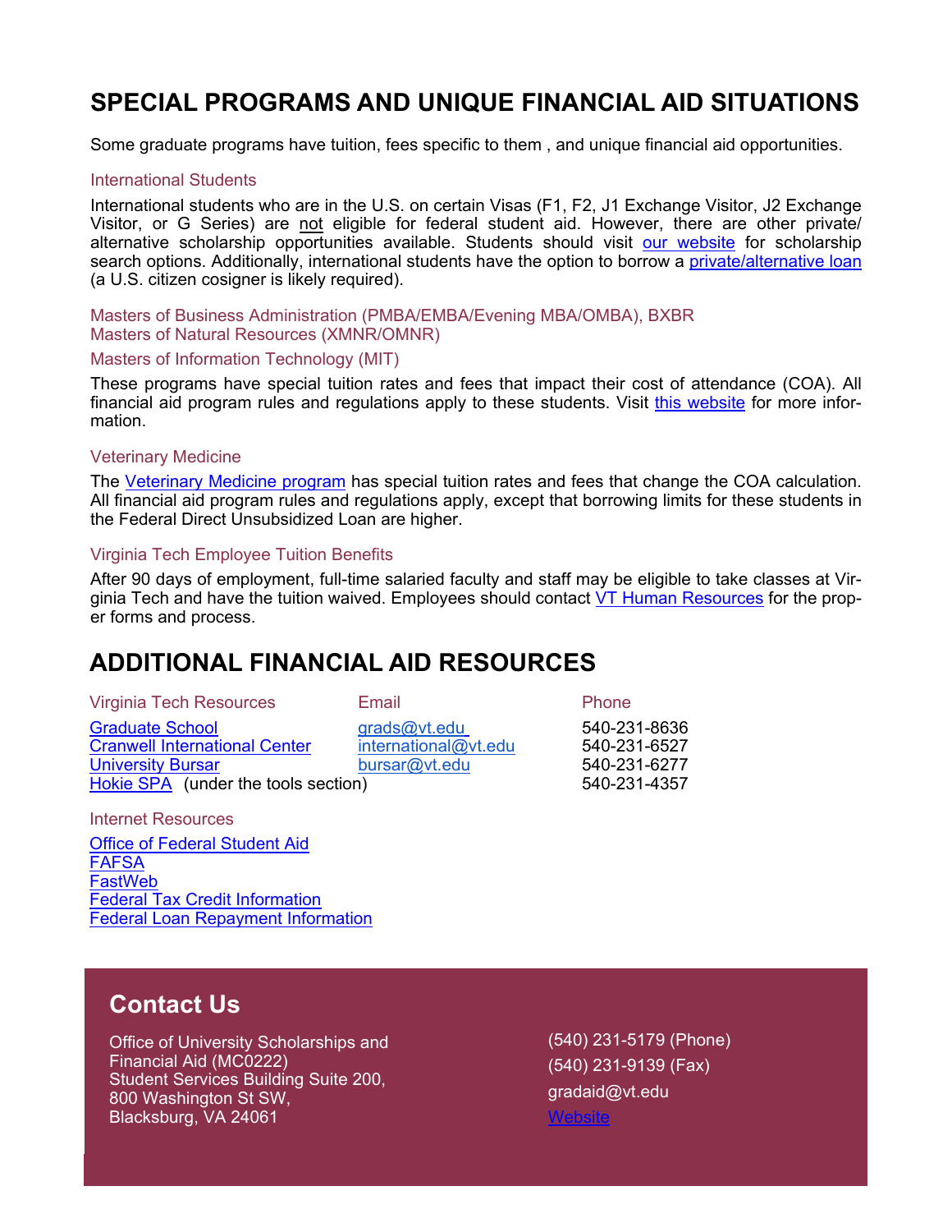# SPECIAL PROGRAMS AND UNIQUE FINANCIAL AID SITUATIONS

Some graduate programs have tuition, fees specific to them , and unique financial aid opportunities.

### International Students

International students who are in the U.S. on certain Visas (F1, F2, J1 Exchange Visitor, J2 Exchange Visitor, or G Series) are not eligible for federal student aid. However, there are other private/alternative scholarship opportunities available. Students should visit our website for scholarship search options. Additionally, international students have the option to borrow a private/alternative loan (a U.S. citizen cosigner is likely required).

### Masters of Business Administration (PMBA/EMBA/Evening MBA/OMBA), BXBR
### Masters of Natural Resources (XMNR/OMNR)
### Masters of Information Technology (MIT)

These programs have special tuition rates and fees that impact their cost of attendance (COA). All financial aid program rules and regulations apply to these students. Visit this website for more information.

### Veterinary Medicine

The Veterinary Medicine program has special tuition rates and fees that change the COA calculation. All financial aid program rules and regulations apply, except that borrowing limits for these students in the Federal Direct Unsubsidized Loan are higher.

### Virginia Tech Employee Tuition Benefits

After 90 days of employment, full-time salaried faculty and staff may be eligible to take classes at Virginia Tech and have the tuition waived. Employees should contact VT Human Resources for the proper forms and process.

# ADDITIONAL FINANCIAL AID RESOURCES

| Virginia Tech Resources | Email | Phone |
|---|---|---|
| Graduate School | grads@vt.edu | 540-231-8636 |
| Cranwell International Center | international@vt.edu | 540-231-6527 |
| University Bursar | bursar@vt.edu | 540-231-6277 |
| Hokie SPA (under the tools section) | | 540-231-4357 |

### Internet Resources

Office of Federal Student Aid
FAFSA
FastWeb
Federal Tax Credit Information
Federal Loan Repayment Information

## Contact Us

Office of University Scholarships and Financial Aid (MC0222)
Student Services Building Suite 200,
800 Washington St SW,
Blacksburg, VA 24061

(540) 231-5179 (Phone)
(540) 231-9139 (Fax)
gradaid@vt.edu
Website